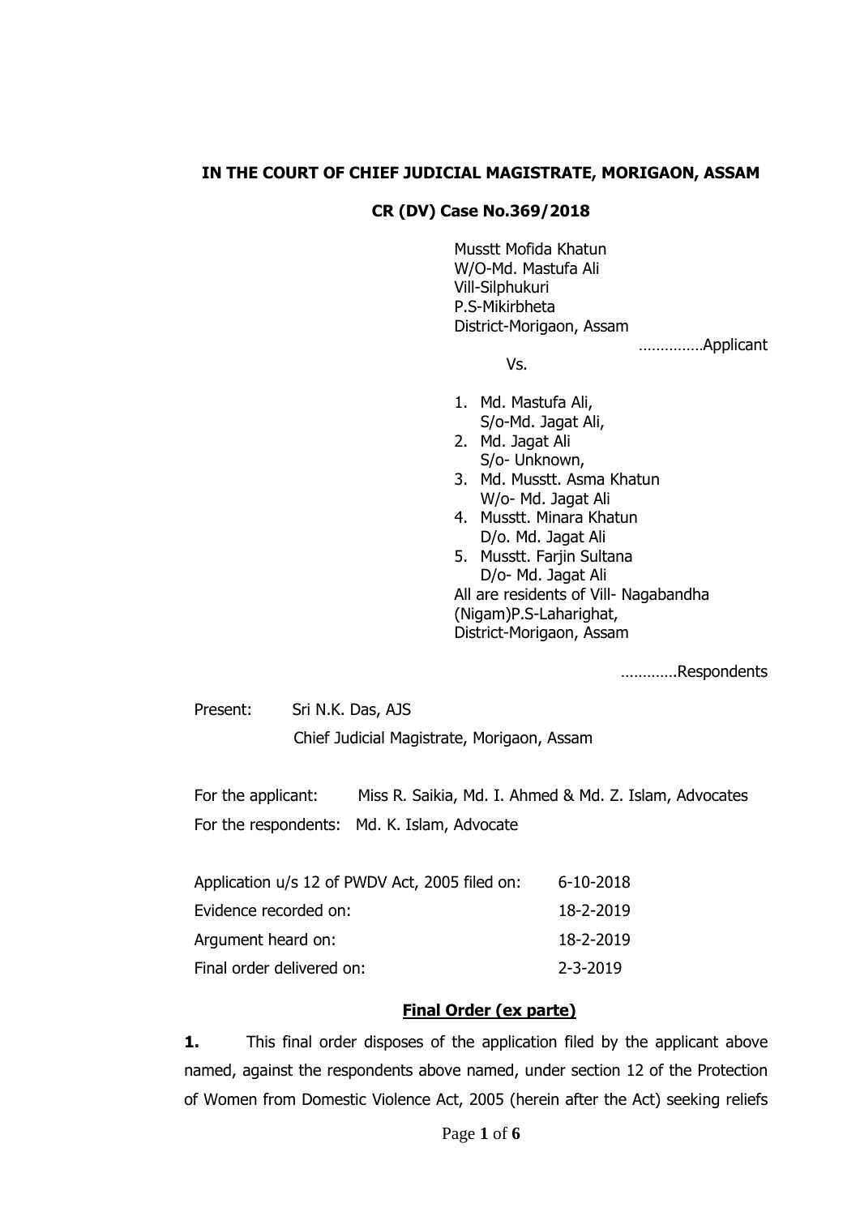**IN THE COURT OF CHIEF JUDICIAL MAGISTRATE, MORIGAON, ASSAM**

**CR (DV) Case No.369/2018**

Musstt Mofida Khatun
W/O-Md. Mastufa Ali
Vill-Silphukuri
P.S-Mikirbheta
District-Morigaon, Assam

……………Applicant

Vs.

1. Md. Mastufa Ali,
   S/o-Md. Jagat Ali,
2. Md. Jagat Ali
   S/o- Unknown,
3. Md. Musstt. Asma Khatun
   W/o- Md. Jagat Ali
4. Musstt. Minara Khatun
   D/o. Md. Jagat Ali
5. Musstt. Farjin Sultana
   D/o- Md. Jagat Ali

All are residents of Vill- Nagabandha (Nigam)P.S-Laharighat,
District-Morigaon, Assam

………….Respondents

Present: Sri N.K. Das, AJS
Chief Judicial Magistrate, Morigaon, Assam

For the applicant: Miss R. Saikia, Md. I. Ahmed & Md. Z. Islam, Advocates

For the respondents: Md. K. Islam, Advocate

| | |
|---|---|
| Application u/s 12 of PWDV Act, 2005 filed on: | 6-10-2018 |
| Evidence recorded on: | 18-2-2019 |
| Argument heard on: | 18-2-2019 |
| Final order delivered on: | 2-3-2019 |

**Final Order (ex parte)**

**1.** This final order disposes of the application filed by the applicant above named, against the respondents above named, under section 12 of the Protection of Women from Domestic Violence Act, 2005 (herein after the Act) seeking reliefs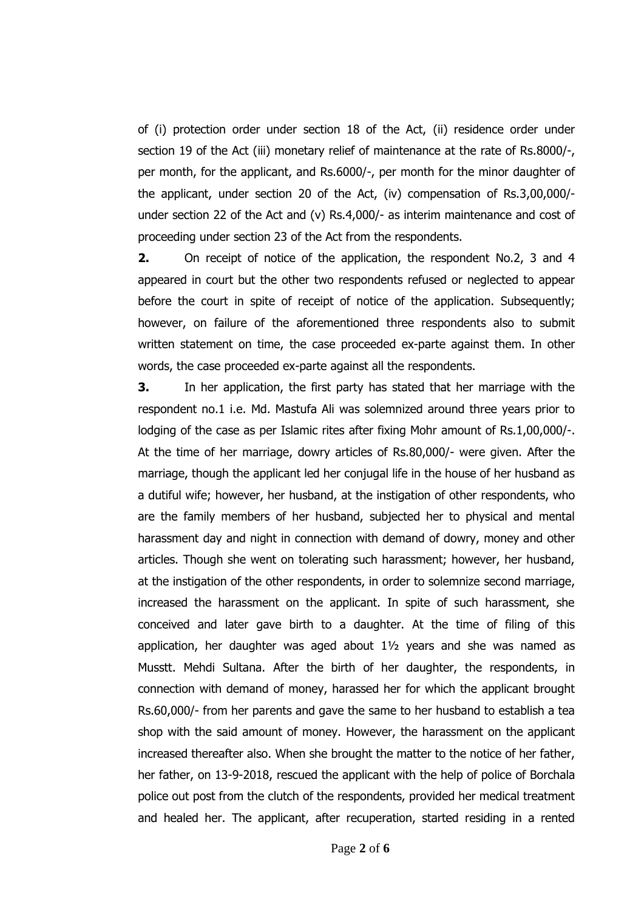of (i) protection order under section 18 of the Act, (ii) residence order under section 19 of the Act (iii) monetary relief of maintenance at the rate of Rs.8000/-, per month, for the applicant, and Rs.6000/-, per month for the minor daughter of the applicant, under section 20 of the Act, (iv) compensation of Rs.3,00,000/- under section 22 of the Act and (v) Rs.4,000/- as interim maintenance and cost of proceeding under section 23 of the Act from the respondents.

**2.** On receipt of notice of the application, the respondent No.2, 3 and 4 appeared in court but the other two respondents refused or neglected to appear before the court in spite of receipt of notice of the application. Subsequently; however, on failure of the aforementioned three respondents also to submit written statement on time, the case proceeded ex-parte against them. In other words, the case proceeded ex-parte against all the respondents.

**3.** In her application, the first party has stated that her marriage with the respondent no.1 i.e. Md. Mastufa Ali was solemnized around three years prior to lodging of the case as per Islamic rites after fixing Mohr amount of Rs.1,00,000/-. At the time of her marriage, dowry articles of Rs.80,000/- were given. After the marriage, though the applicant led her conjugal life in the house of her husband as a dutiful wife; however, her husband, at the instigation of other respondents, who are the family members of her husband, subjected her to physical and mental harassment day and night in connection with demand of dowry, money and other articles. Though she went on tolerating such harassment; however, her husband, at the instigation of the other respondents, in order to solemnize second marriage, increased the harassment on the applicant. In spite of such harassment, she conceived and later gave birth to a daughter. At the time of filing of this application, her daughter was aged about 1½ years and she was named as Musstt. Mehdi Sultana. After the birth of her daughter, the respondents, in connection with demand of money, harassed her for which the applicant brought Rs.60,000/- from her parents and gave the same to her husband to establish a tea shop with the said amount of money. However, the harassment on the applicant increased thereafter also. When she brought the matter to the notice of her father, her father, on 13-9-2018, rescued the applicant with the help of police of Borchala police out post from the clutch of the respondents, provided her medical treatment and healed her. The applicant, after recuperation, started residing in a rented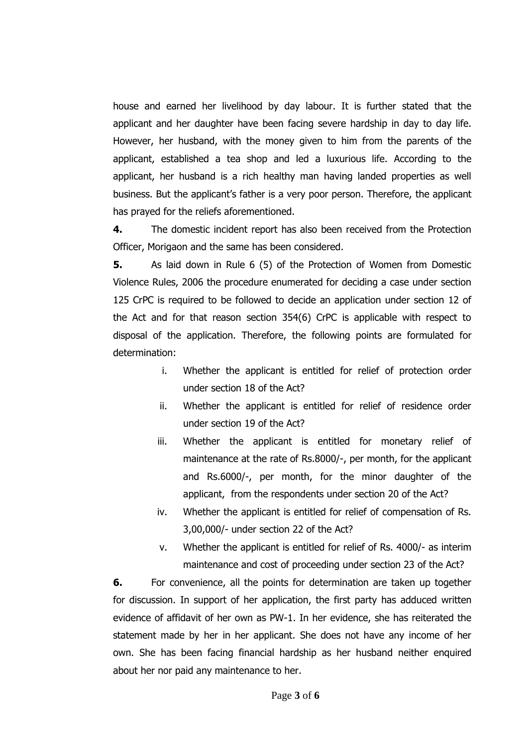house and earned her livelihood by day labour. It is further stated that the applicant and her daughter have been facing severe hardship in day to day life. However, her husband, with the money given to him from the parents of the applicant, established a tea shop and led a luxurious life. According to the applicant, her husband is a rich healthy man having landed properties as well business. But the applicant's father is a very poor person. Therefore, the applicant has prayed for the reliefs aforementioned.

**4.** The domestic incident report has also been received from the Protection Officer, Morigaon and the same has been considered.

**5.** As laid down in Rule 6 (5) of the Protection of Women from Domestic Violence Rules, 2006 the procedure enumerated for deciding a case under section 125 CrPC is required to be followed to decide an application under section 12 of the Act and for that reason section 354(6) CrPC is applicable with respect to disposal of the application. Therefore, the following points are formulated for determination:

i. Whether the applicant is entitled for relief of protection order under section 18 of the Act?

ii. Whether the applicant is entitled for relief of residence order under section 19 of the Act?

iii. Whether the applicant is entitled for monetary relief of maintenance at the rate of Rs.8000/-, per month, for the applicant and Rs.6000/-, per month, for the minor daughter of the applicant, from the respondents under section 20 of the Act?

iv. Whether the applicant is entitled for relief of compensation of Rs. 3,00,000/- under section 22 of the Act?

v. Whether the applicant is entitled for relief of Rs. 4000/- as interim maintenance and cost of proceeding under section 23 of the Act?

**6.** For convenience, all the points for determination are taken up together for discussion. In support of her application, the first party has adduced written evidence of affidavit of her own as PW-1. In her evidence, she has reiterated the statement made by her in her applicant. She does not have any income of her own. She has been facing financial hardship as her husband neither enquired about her nor paid any maintenance to her.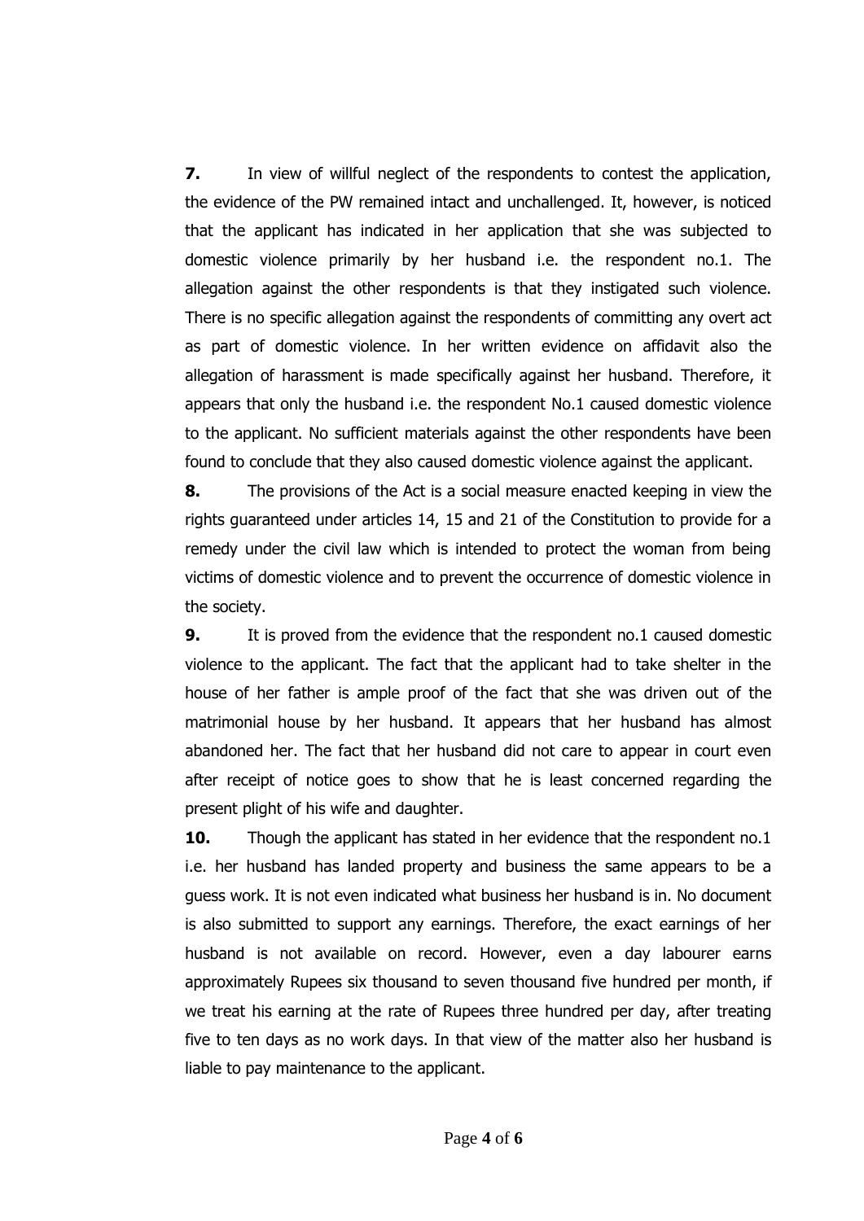**7.** In view of willful neglect of the respondents to contest the application, the evidence of the PW remained intact and unchallenged. It, however, is noticed that the applicant has indicated in her application that she was subjected to domestic violence primarily by her husband i.e. the respondent no.1. The allegation against the other respondents is that they instigated such violence. There is no specific allegation against the respondents of committing any overt act as part of domestic violence. In her written evidence on affidavit also the allegation of harassment is made specifically against her husband. Therefore, it appears that only the husband i.e. the respondent No.1 caused domestic violence to the applicant. No sufficient materials against the other respondents have been found to conclude that they also caused domestic violence against the applicant.

**8.** The provisions of the Act is a social measure enacted keeping in view the rights guaranteed under articles 14, 15 and 21 of the Constitution to provide for a remedy under the civil law which is intended to protect the woman from being victims of domestic violence and to prevent the occurrence of domestic violence in the society.

**9.** It is proved from the evidence that the respondent no.1 caused domestic violence to the applicant. The fact that the applicant had to take shelter in the house of her father is ample proof of the fact that she was driven out of the matrimonial house by her husband. It appears that her husband has almost abandoned her. The fact that her husband did not care to appear in court even after receipt of notice goes to show that he is least concerned regarding the present plight of his wife and daughter.

**10.** Though the applicant has stated in her evidence that the respondent no.1 i.e. her husband has landed property and business the same appears to be a guess work. It is not even indicated what business her husband is in. No document is also submitted to support any earnings. Therefore, the exact earnings of her husband is not available on record. However, even a day labourer earns approximately Rupees six thousand to seven thousand five hundred per month, if we treat his earning at the rate of Rupees three hundred per day, after treating five to ten days as no work days. In that view of the matter also her husband is liable to pay maintenance to the applicant.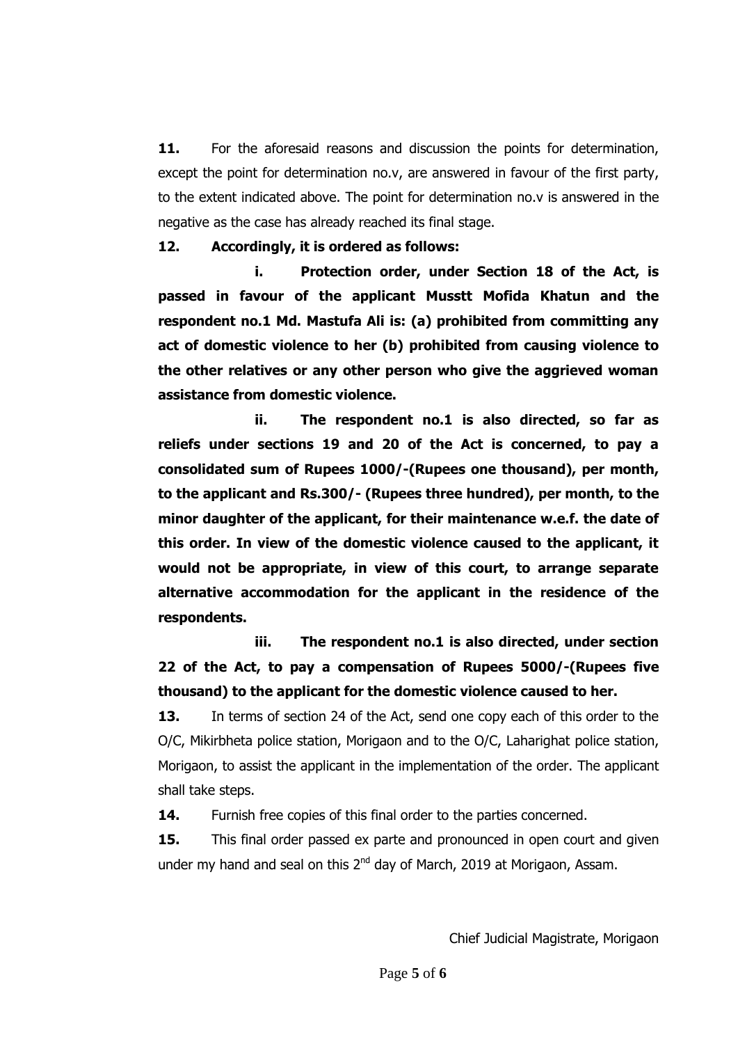**11.** For the aforesaid reasons and discussion the points for determination, except the point for determination no.v, are answered in favour of the first party, to the extent indicated above. The point for determination no.v is answered in the negative as the case has already reached its final stage.

**12. Accordingly, it is ordered as follows:**

**i. Protection order, under Section 18 of the Act, is passed in favour of the applicant Musstt Mofida Khatun and the respondent no.1 Md. Mastufa Ali is: (a) prohibited from committing any act of domestic violence to her (b) prohibited from causing violence to the other relatives or any other person who give the aggrieved woman assistance from domestic violence.**

**ii. The respondent no.1 is also directed, so far as reliefs under sections 19 and 20 of the Act is concerned, to pay a consolidated sum of Rupees 1000/-(Rupees one thousand), per month, to the applicant and Rs.300/- (Rupees three hundred), per month, to the minor daughter of the applicant, for their maintenance w.e.f. the date of this order. In view of the domestic violence caused to the applicant, it would not be appropriate, in view of this court, to arrange separate alternative accommodation for the applicant in the residence of the respondents.**

**iii. The respondent no.1 is also directed, under section 22 of the Act, to pay a compensation of Rupees 5000/-(Rupees five thousand) to the applicant for the domestic violence caused to her.**

**13.** In terms of section 24 of the Act, send one copy each of this order to the O/C, Mikirbheta police station, Morigaon and to the O/C, Laharighat police station, Morigaon, to assist the applicant in the implementation of the order. The applicant shall take steps.

**14.** Furnish free copies of this final order to the parties concerned.

**15.** This final order passed ex parte and pronounced in open court and given under my hand and seal on this 2nd day of March, 2019 at Morigaon, Assam.

Chief Judicial Magistrate, Morigaon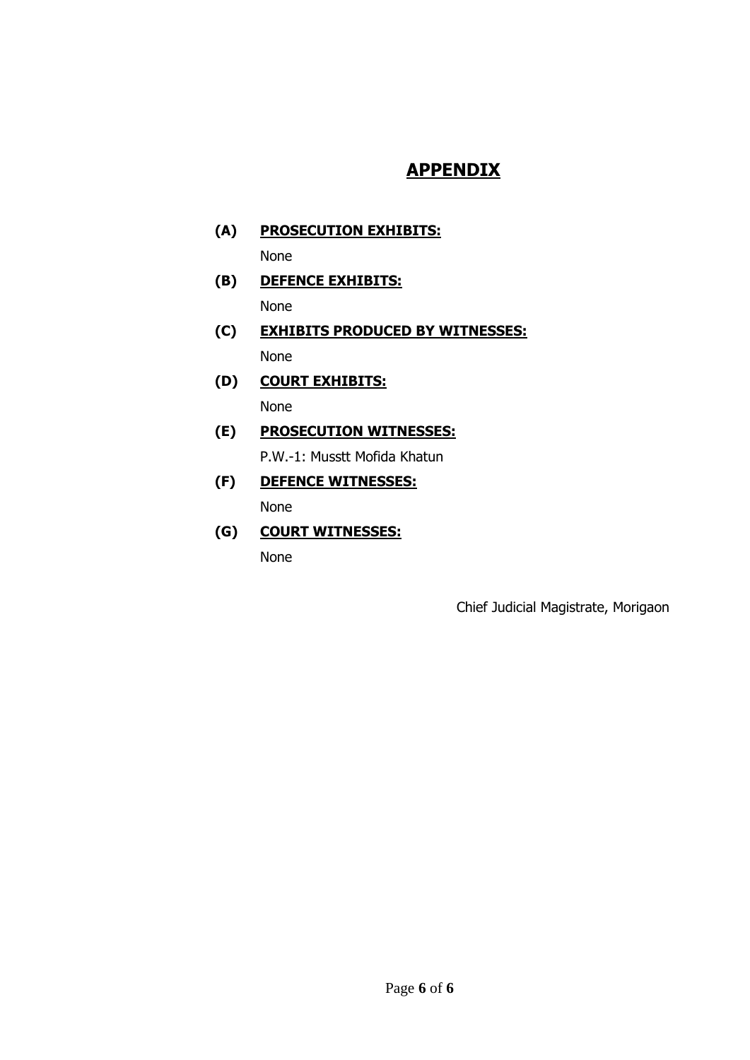# APPENDIX

**(A) PROSECUTION EXHIBITS:**

None

**(B) DEFENCE EXHIBITS:**

None

**(C) EXHIBITS PRODUCED BY WITNESSES:**

None

**(D) COURT EXHIBITS:**

None

**(E) PROSECUTION WITNESSES:**

P.W.-1: Musstt Mofida Khatun

**(F) DEFENCE WITNESSES:**

None

**(G) COURT WITNESSES:**

None

Chief Judicial Magistrate, Morigaon